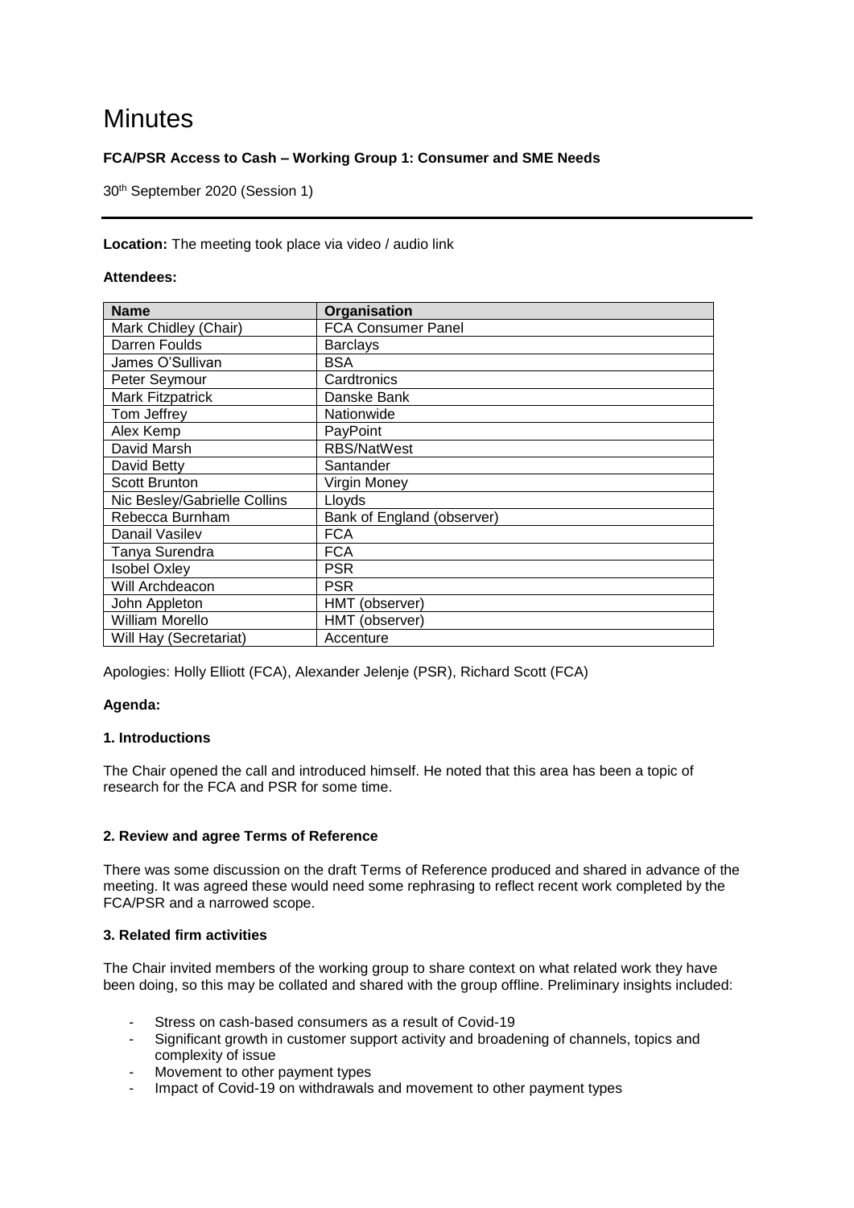# Minutes

**FCA/PSR Access to Cash – Working Group 1: Consumer and SME Needs**

30th September 2020 (Session 1)

---

**Location:** The meeting took place via video / audio link

**Attendees:**

| Name | Organisation |
|---|---|
| Mark Chidley (Chair) | FCA Consumer Panel |
| Darren Foulds | Barclays |
| James O'Sullivan | BSA |
| Peter Seymour | Cardtronics |
| Mark Fitzpatrick | Danske Bank |
| Tom Jeffrey | Nationwide |
| Alex Kemp | PayPoint |
| David Marsh | RBS/NatWest |
| David Betty | Santander |
| Scott Brunton | Virgin Money |
| Nic Besley/Gabrielle Collins | Lloyds |
| Rebecca Burnham | Bank of England (observer) |
| Danail Vasilev | FCA |
| Tanya Surendra | FCA |
| Isobel Oxley | PSR |
| Will Archdeacon | PSR |
| John Appleton | HMT (observer) |
| William Morello | HMT (observer) |
| Will Hay (Secretariat) | Accenture |

Apologies: Holly Elliott (FCA), Alexander Jelenje (PSR), Richard Scott (FCA)

**Agenda:**

**1. Introductions**

The Chair opened the call and introduced himself. He noted that this area has been a topic of research for the FCA and PSR for some time.

**2. Review and agree Terms of Reference**

There was some discussion on the draft Terms of Reference produced and shared in advance of the meeting. It was agreed these would need some rephrasing to reflect recent work completed by the FCA/PSR and a narrowed scope.

**3. Related firm activities**

The Chair invited members of the working group to share context on what related work they have been doing, so this may be collated and shared with the group offline. Preliminary insights included:

- Stress on cash-based consumers as a result of Covid-19
- Significant growth in customer support activity and broadening of channels, topics and complexity of issue
- Movement to other payment types
- Impact of Covid-19 on withdrawals and movement to other payment types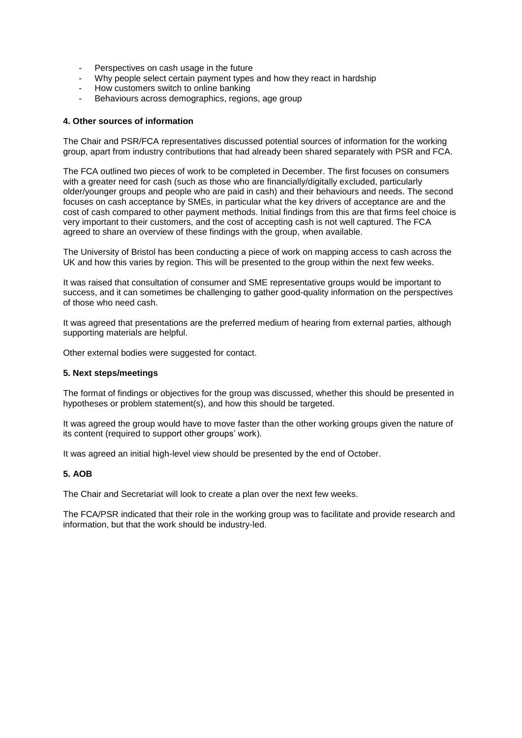- Perspectives on cash usage in the future
- Why people select certain payment types and how they react in hardship
- How customers switch to online banking
- Behaviours across demographics, regions, age group

**4. Other sources of information**

The Chair and PSR/FCA representatives discussed potential sources of information for the working group, apart from industry contributions that had already been shared separately with PSR and FCA.

The FCA outlined two pieces of work to be completed in December. The first focuses on consumers with a greater need for cash (such as those who are financially/digitally excluded, particularly older/younger groups and people who are paid in cash) and their behaviours and needs. The second focuses on cash acceptance by SMEs, in particular what the key drivers of acceptance are and the cost of cash compared to other payment methods. Initial findings from this are that firms feel choice is very important to their customers, and the cost of accepting cash is not well captured. The FCA agreed to share an overview of these findings with the group, when available.

The University of Bristol has been conducting a piece of work on mapping access to cash across the UK and how this varies by region. This will be presented to the group within the next few weeks.

It was raised that consultation of consumer and SME representative groups would be important to success, and it can sometimes be challenging to gather good-quality information on the perspectives of those who need cash.

It was agreed that presentations are the preferred medium of hearing from external parties, although supporting materials are helpful.

Other external bodies were suggested for contact.

**5. Next steps/meetings**

The format of findings or objectives for the group was discussed, whether this should be presented in hypotheses or problem statement(s), and how this should be targeted.

It was agreed the group would have to move faster than the other working groups given the nature of its content (required to support other groups' work).

It was agreed an initial high-level view should be presented by the end of October.

**5. AOB**

The Chair and Secretariat will look to create a plan over the next few weeks.

The FCA/PSR indicated that their role in the working group was to facilitate and provide research and information, but that the work should be industry-led.